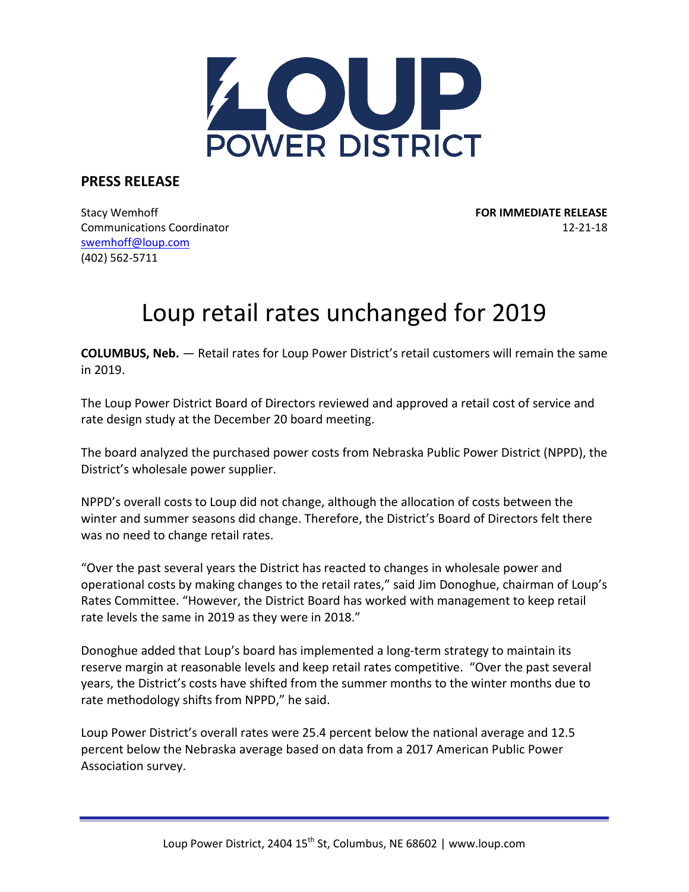LOUP POWER DISTRICT

**PRESS RELEASE**

Stacy Wemhoff
Communications Coordinator
swemhoff@loup.com
(402) 562-5711

**FOR IMMEDIATE RELEASE**
12-21-18

# Loup retail rates unchanged for 2019

**COLUMBUS, Neb.** — Retail rates for Loup Power District's retail customers will remain the same in 2019.

The Loup Power District Board of Directors reviewed and approved a retail cost of service and rate design study at the December 20 board meeting.

The board analyzed the purchased power costs from Nebraska Public Power District (NPPD), the District's wholesale power supplier.

NPPD's overall costs to Loup did not change, although the allocation of costs between the winter and summer seasons did change. Therefore, the District's Board of Directors felt there was no need to change retail rates.

"Over the past several years the District has reacted to changes in wholesale power and operational costs by making changes to the retail rates," said Jim Donoghue, chairman of Loup's Rates Committee. "However, the District Board has worked with management to keep retail rate levels the same in 2019 as they were in 2018."

Donoghue added that Loup's board has implemented a long-term strategy to maintain its reserve margin at reasonable levels and keep retail rates competitive. "Over the past several years, the District's costs have shifted from the summer months to the winter months due to rate methodology shifts from NPPD," he said.

Loup Power District's overall rates were 25.4 percent below the national average and 12.5 percent below the Nebraska average based on data from a 2017 American Public Power Association survey.

Loup Power District, 2404 15th St, Columbus, NE 68602 | www.loup.com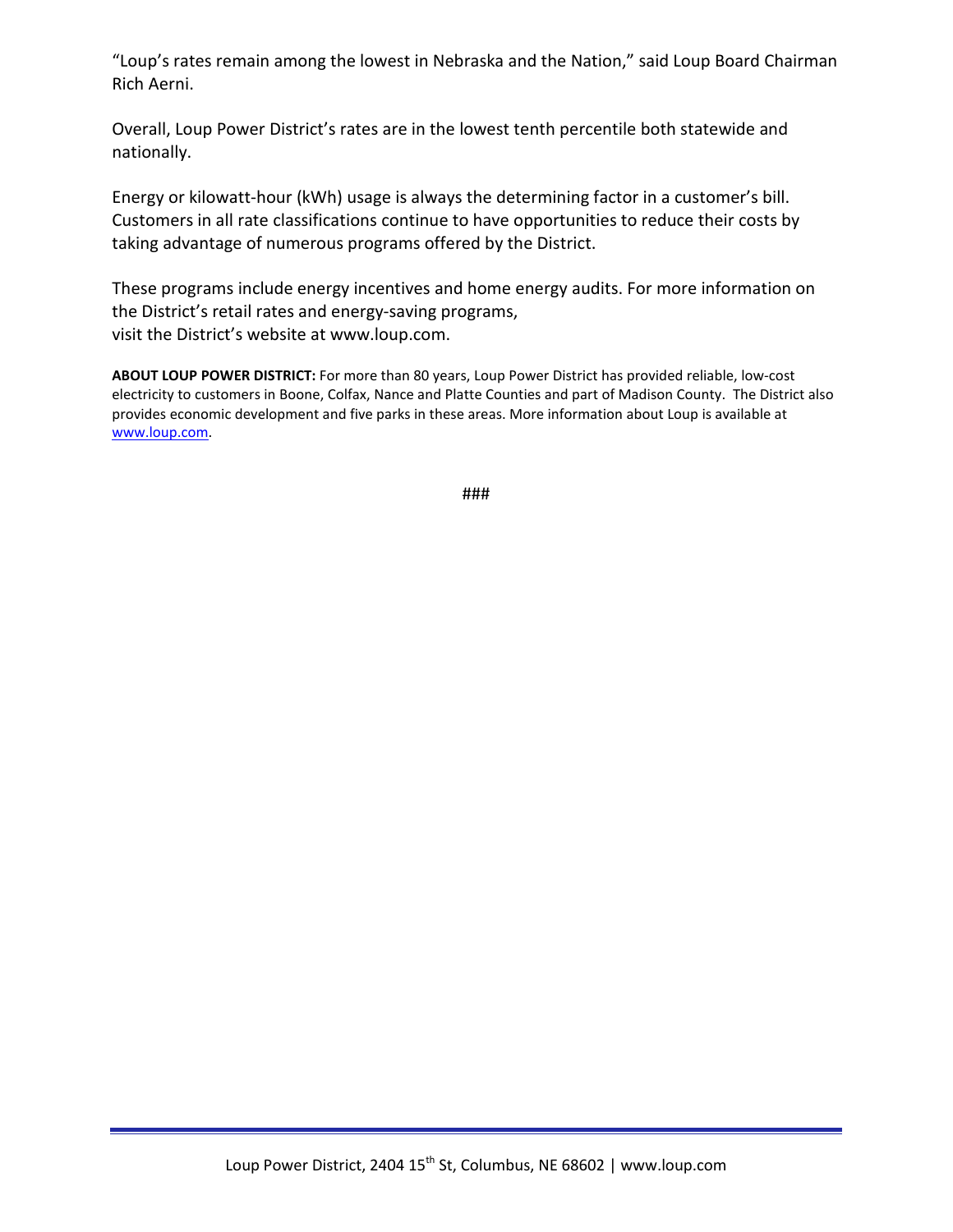"Loup's rates remain among the lowest in Nebraska and the Nation," said Loup Board Chairman Rich Aerni.

Overall, Loup Power District's rates are in the lowest tenth percentile both statewide and nationally.

Energy or kilowatt-hour (kWh) usage is always the determining factor in a customer's bill. Customers in all rate classifications continue to have opportunities to reduce their costs by taking advantage of numerous programs offered by the District.

These programs include energy incentives and home energy audits. For more information on the District's retail rates and energy-saving programs,
visit the District's website at www.loup.com.

**ABOUT LOUP POWER DISTRICT:** For more than 80 years, Loup Power District has provided reliable, low-cost electricity to customers in Boone, Colfax, Nance and Platte Counties and part of Madison County. The District also provides economic development and five parks in these areas. More information about Loup is available at www.loup.com.

###